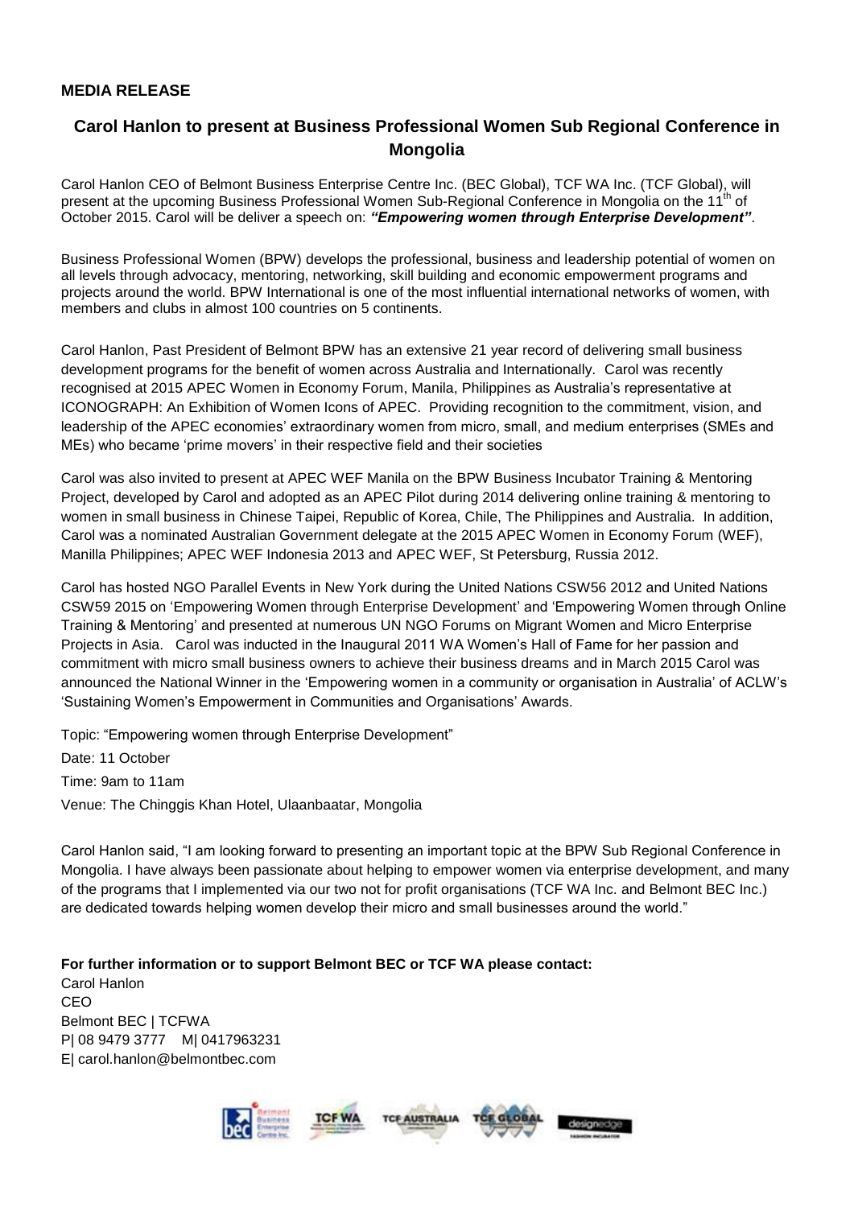**MEDIA RELEASE**

## Carol Hanlon to present at Business Professional Women Sub Regional Conference in Mongolia

Carol Hanlon CEO of Belmont Business Enterprise Centre Inc. (BEC Global), TCF WA Inc. (TCF Global), will present at the upcoming Business Professional Women Sub-Regional Conference in Mongolia on the 11th of October 2015. Carol will be deliver a speech on: ***"Empowering women through Enterprise Development"***.

Business Professional Women (BPW) develops the professional, business and leadership potential of women on all levels through advocacy, mentoring, networking, skill building and economic empowerment programs and projects around the world. BPW International is one of the most influential international networks of women, with members and clubs in almost 100 countries on 5 continents.

Carol Hanlon, Past President of Belmont BPW has an extensive 21 year record of delivering small business development programs for the benefit of women across Australia and Internationally. Carol was recently recognised at 2015 APEC Women in Economy Forum, Manila, Philippines as Australia's representative at ICONOGRAPH: An Exhibition of Women Icons of APEC. Providing recognition to the commitment, vision, and leadership of the APEC economies' extraordinary women from micro, small, and medium enterprises (SMEs and MEs) who became 'prime movers' in their respective field and their societies

Carol was also invited to present at APEC WEF Manila on the BPW Business Incubator Training & Mentoring Project, developed by Carol and adopted as an APEC Pilot during 2014 delivering online training & mentoring to women in small business in Chinese Taipei, Republic of Korea, Chile, The Philippines and Australia. In addition, Carol was a nominated Australian Government delegate at the 2015 APEC Women in Economy Forum (WEF), Manilla Philippines; APEC WEF Indonesia 2013 and APEC WEF, St Petersburg, Russia 2012.

Carol has hosted NGO Parallel Events in New York during the United Nations CSW56 2012 and United Nations CSW59 2015 on 'Empowering Women through Enterprise Development' and 'Empowering Women through Online Training & Mentoring' and presented at numerous UN NGO Forums on Migrant Women and Micro Enterprise Projects in Asia. Carol was inducted in the Inaugural 2011 WA Women's Hall of Fame for her passion and commitment with micro small business owners to achieve their business dreams and in March 2015 Carol was announced the National Winner in the 'Empowering women in a community or organisation in Australia' of ACLW's 'Sustaining Women's Empowerment in Communities and Organisations' Awards.

Topic: "Empowering women through Enterprise Development"

Date: 11 October

Time: 9am to 11am

Venue: The Chinggis Khan Hotel, Ulaanbaatar, Mongolia

Carol Hanlon said, "I am looking forward to presenting an important topic at the BPW Sub Regional Conference in Mongolia. I have always been passionate about helping to empower women via enterprise development, and many of the programs that I implemented via our two not for profit organisations (TCF WA Inc. and Belmont BEC Inc.) are dedicated towards helping women develop their micro and small businesses around the world."

**For further information or to support Belmont BEC or TCF WA please contact:**
Carol Hanlon
CEO
Belmont BEC | TCFWA
P| 08 9479 3777 M| 0417963231
E| carol.hanlon@belmontbec.com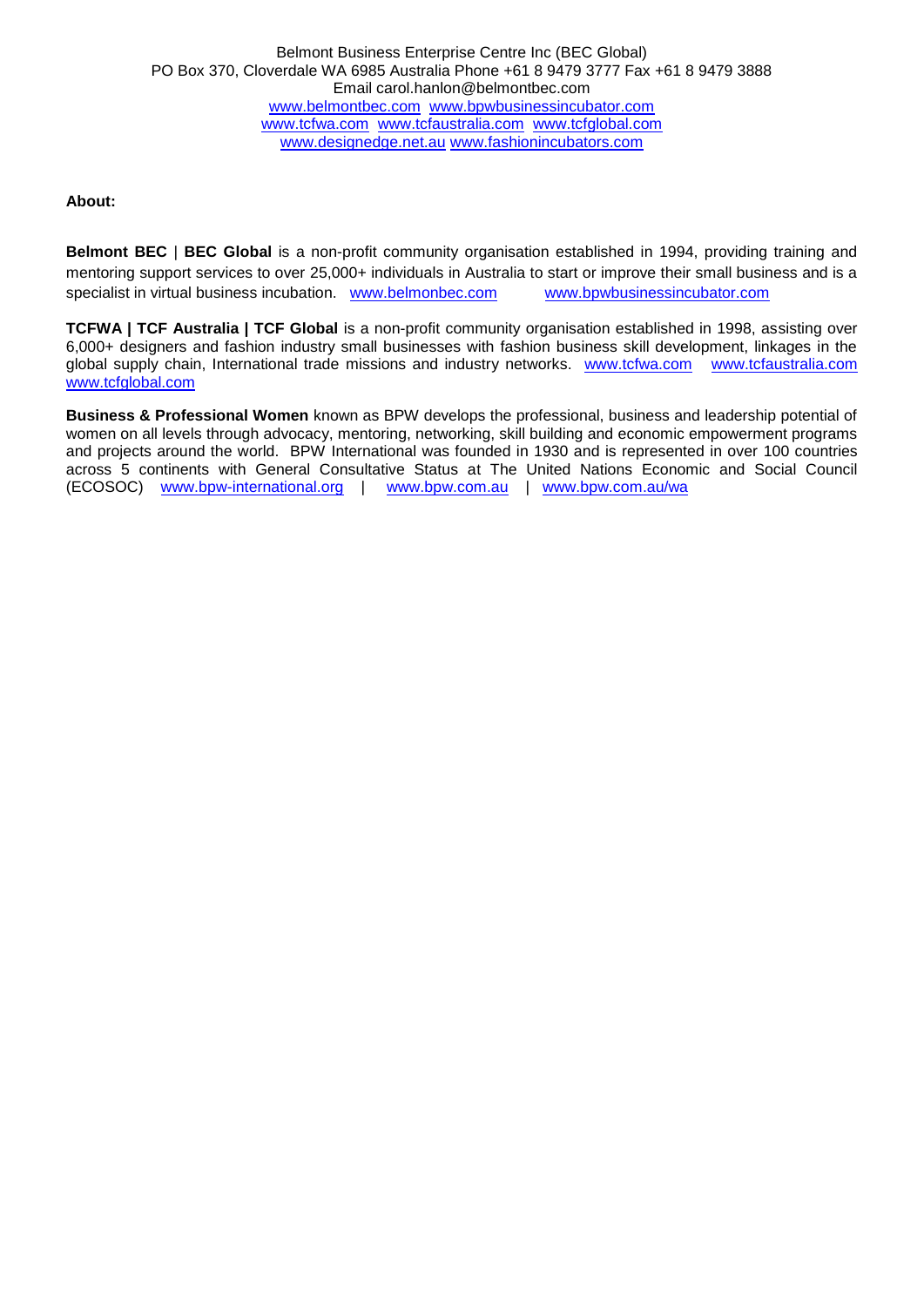Belmont Business Enterprise Centre Inc (BEC Global)
PO Box 370, Cloverdale WA 6985 Australia Phone +61 8 9479 3777 Fax +61 8 9479 3888
Email carol.hanlon@belmontbec.com
www.belmontbec.com www.bpwbusinessincubator.com
www.tcfwa.com www.tcfaustralia.com www.tcfglobal.com
www.designedge.net.au www.fashionincubators.com

**About:**

**Belmont BEC** | **BEC Global** is a non-profit community organisation established in 1994, providing training and mentoring support services to over 25,000+ individuals in Australia to start or improve their small business and is a specialist in virtual business incubation. www.belmonbec.com www.bpwbusinessincubator.com

**TCFWA | TCF Australia | TCF Global** is a non-profit community organisation established in 1998, assisting over 6,000+ designers and fashion industry small businesses with fashion business skill development, linkages in the global supply chain, International trade missions and industry networks. www.tcfwa.com www.tcfaustralia.com www.tcfglobal.com

**Business & Professional Women** known as BPW develops the professional, business and leadership potential of women on all levels through advocacy, mentoring, networking, skill building and economic empowerment programs and projects around the world. BPW International was founded in 1930 and is represented in over 100 countries across 5 continents with General Consultative Status at The United Nations Economic and Social Council (ECOSOC) www.bpw-international.org | www.bpw.com.au | www.bpw.com.au/wa